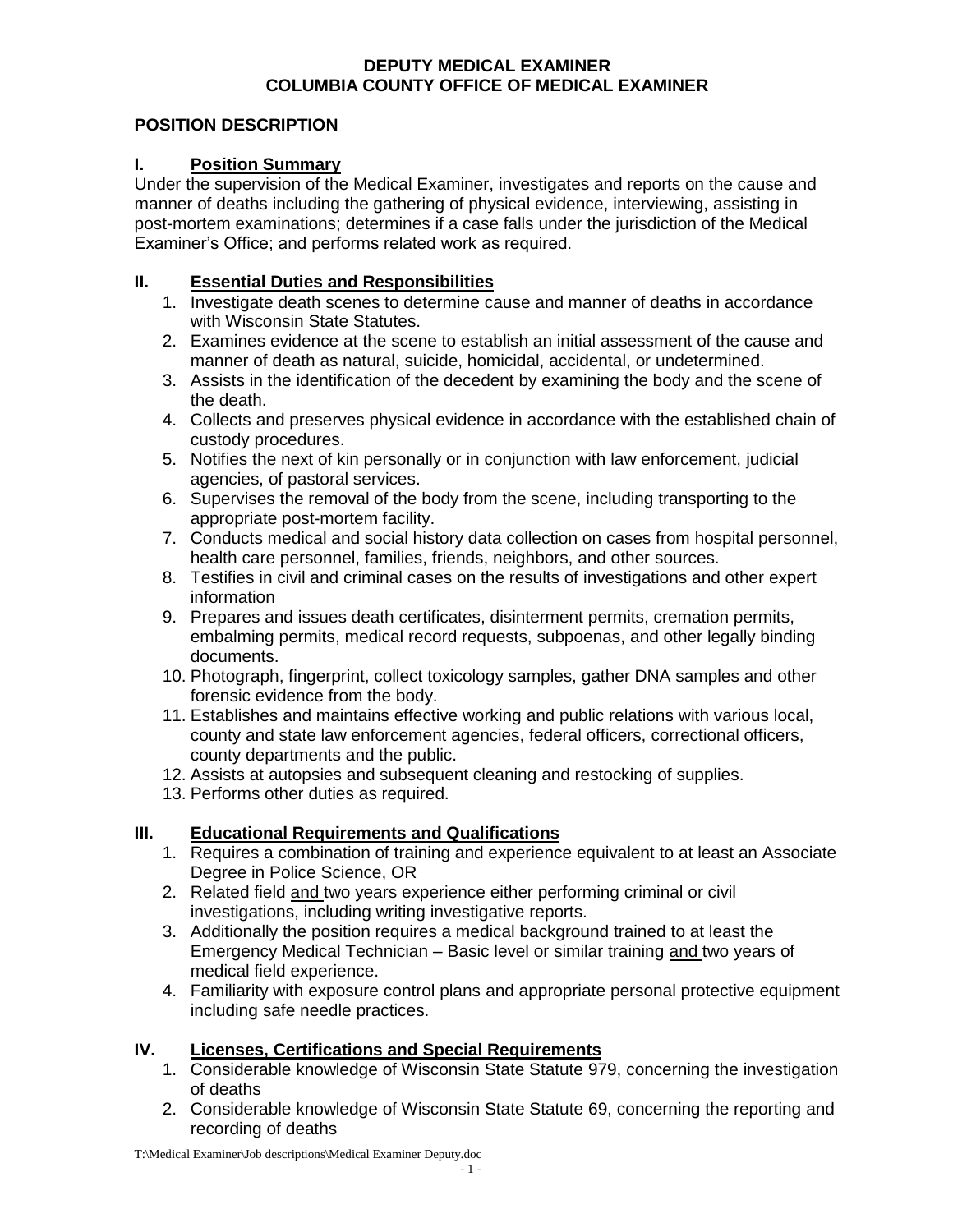# DEPUTY MEDICAL EXAMINER
# COLUMBIA COUNTY OFFICE OF MEDICAL EXAMINER

## POSITION DESCRIPTION

### I. Position Summary

Under the supervision of the Medical Examiner, investigates and reports on the cause and manner of deaths including the gathering of physical evidence, interviewing, assisting in post-mortem examinations; determines if a case falls under the jurisdiction of the Medical Examiner's Office; and performs related work as required.

### II. Essential Duties and Responsibilities

1. Investigate death scenes to determine cause and manner of deaths in accordance with Wisconsin State Statutes.
2. Examines evidence at the scene to establish an initial assessment of the cause and manner of death as natural, suicide, homicidal, accidental, or undetermined.
3. Assists in the identification of the decedent by examining the body and the scene of the death.
4. Collects and preserves physical evidence in accordance with the established chain of custody procedures.
5. Notifies the next of kin personally or in conjunction with law enforcement, judicial agencies, of pastoral services.
6. Supervises the removal of the body from the scene, including transporting to the appropriate post-mortem facility.
7. Conducts medical and social history data collection on cases from hospital personnel, health care personnel, families, friends, neighbors, and other sources.
8. Testifies in civil and criminal cases on the results of investigations and other expert information
9. Prepares and issues death certificates, disinterment permits, cremation permits, embalming permits, medical record requests, subpoenas, and other legally binding documents.
10. Photograph, fingerprint, collect toxicology samples, gather DNA samples and other forensic evidence from the body.
11. Establishes and maintains effective working and public relations with various local, county and state law enforcement agencies, federal officers, correctional officers, county departments and the public.
12. Assists at autopsies and subsequent cleaning and restocking of supplies.
13. Performs other duties as required.

### III. Educational Requirements and Qualifications

1. Requires a combination of training and experience equivalent to at least an Associate Degree in Police Science, OR
2. Related field and two years experience either performing criminal or civil investigations, including writing investigative reports.
3. Additionally the position requires a medical background trained to at least the Emergency Medical Technician – Basic level or similar training and two years of medical field experience.
4. Familiarity with exposure control plans and appropriate personal protective equipment including safe needle practices.

### IV. Licenses, Certifications and Special Requirements

1. Considerable knowledge of Wisconsin State Statute 979, concerning the investigation of deaths
2. Considerable knowledge of Wisconsin State Statute 69, concerning the reporting and recording of deaths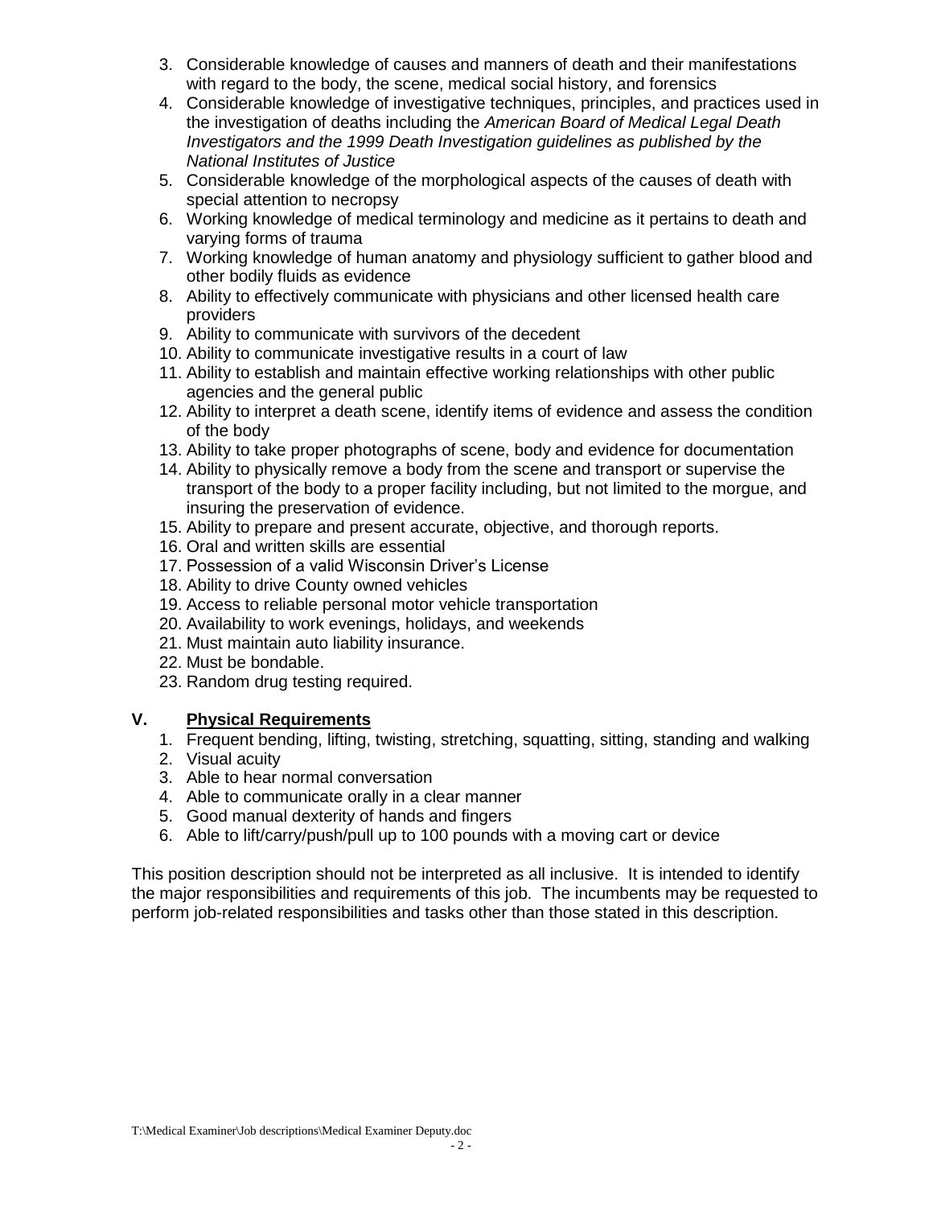3. Considerable knowledge of causes and manners of death and their manifestations with regard to the body, the scene, medical social history, and forensics
4. Considerable knowledge of investigative techniques, principles, and practices used in the investigation of deaths including the *American Board of Medical Legal Death Investigators and the 1999 Death Investigation guidelines as published by the National Institutes of Justice*
5. Considerable knowledge of the morphological aspects of the causes of death with special attention to necropsy
6. Working knowledge of medical terminology and medicine as it pertains to death and varying forms of trauma
7. Working knowledge of human anatomy and physiology sufficient to gather blood and other bodily fluids as evidence
8. Ability to effectively communicate with physicians and other licensed health care providers
9. Ability to communicate with survivors of the decedent
10. Ability to communicate investigative results in a court of law
11. Ability to establish and maintain effective working relationships with other public agencies and the general public
12. Ability to interpret a death scene, identify items of evidence and assess the condition of the body
13. Ability to take proper photographs of scene, body and evidence for documentation
14. Ability to physically remove a body from the scene and transport or supervise the transport of the body to a proper facility including, but not limited to the morgue, and insuring the preservation of evidence.
15. Ability to prepare and present accurate, objective, and thorough reports.
16. Oral and written skills are essential
17. Possession of a valid Wisconsin Driver's License
18. Ability to drive County owned vehicles
19. Access to reliable personal motor vehicle transportation
20. Availability to work evenings, holidays, and weekends
21. Must maintain auto liability insurance.
22. Must be bondable.
23. Random drug testing required.

## V. <u>Physical Requirements</u>

1. Frequent bending, lifting, twisting, stretching, squatting, sitting, standing and walking
2. Visual acuity
3. Able to hear normal conversation
4. Able to communicate orally in a clear manner
5. Good manual dexterity of hands and fingers
6. Able to lift/carry/push/pull up to 100 pounds with a moving cart or device

This position description should not be interpreted as all inclusive. It is intended to identify the major responsibilities and requirements of this job. The incumbents may be requested to perform job-related responsibilities and tasks other than those stated in this description.